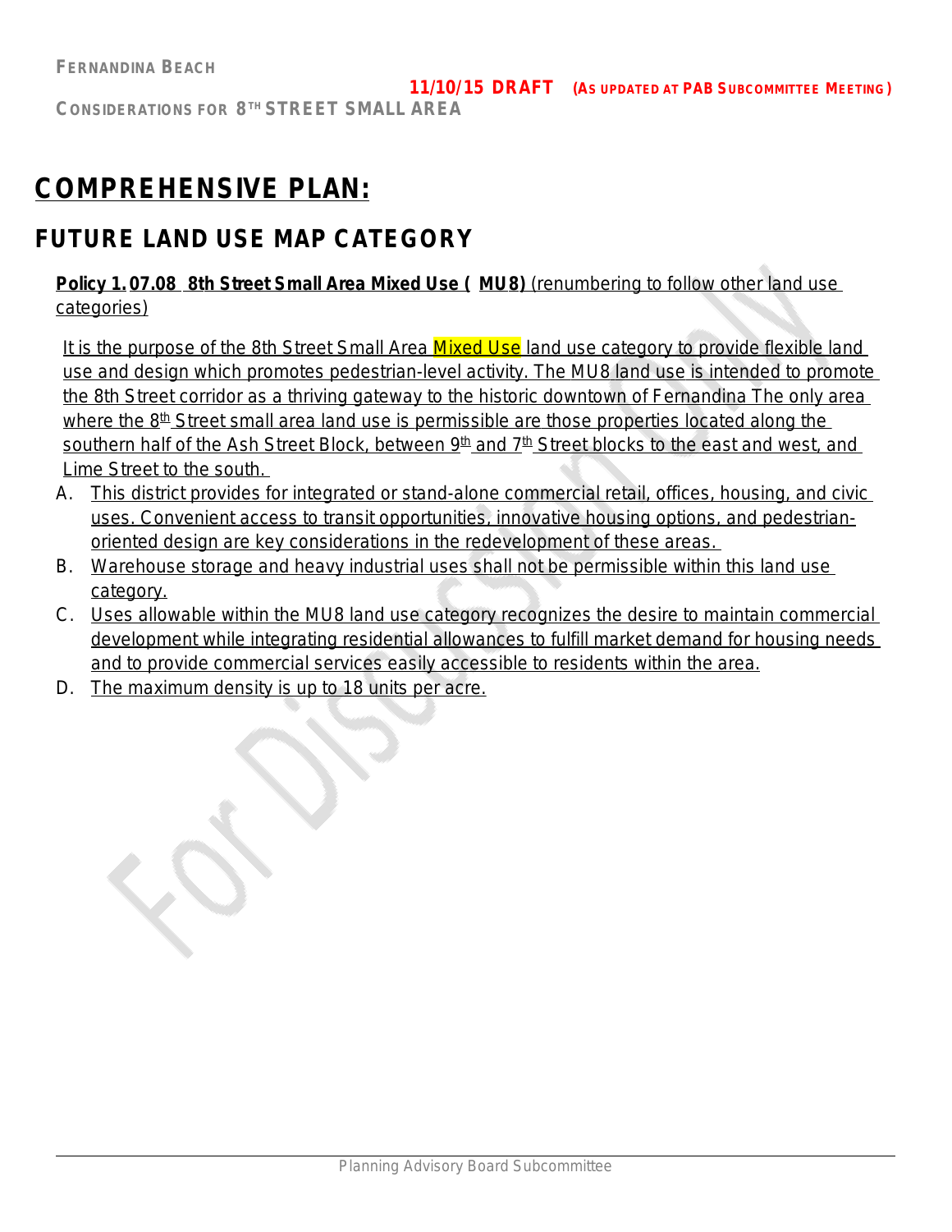FERNANDINA BEACH

**11/10/15 DRAFT** (AS UPDATED AT PAB SUBCOMMITTEE MEETING)

CONSIDERATIONS FOR 8TH STREET SMALL AREA

# COMPREHENSIVE PLAN:

## FUTURE LAND USE MAP CATEGORY

**Policy 1.07.08 8th Street Small Area Mixed Use ( MU8)** (renumbering to follow other land use categories)

It is the purpose of the 8th Street Small Area Mixed Use land use category to provide flexible land use and design which promotes pedestrian-level activity. The MU8 land use is intended to promote the 8th Street corridor as a thriving gateway to the historic downtown of Fernandina The only area where the 8th Street small area land use is permissible are those properties located along the southern half of the Ash Street Block, between 9th and 7th Street blocks to the east and west, and Lime Street to the south.

A. This district provides for integrated or stand-alone commercial retail, offices, housing, and civic uses. Convenient access to transit opportunities, innovative housing options, and pedestrian-oriented design are key considerations in the redevelopment of these areas.
B. Warehouse storage and heavy industrial uses shall not be permissible within this land use category.
C. Uses allowable within the MU8 land use category recognizes the desire to maintain commercial development while integrating residential allowances to fulfill market demand for housing needs and to provide commercial services easily accessible to residents within the area.
D. The maximum density is up to 18 units per acre.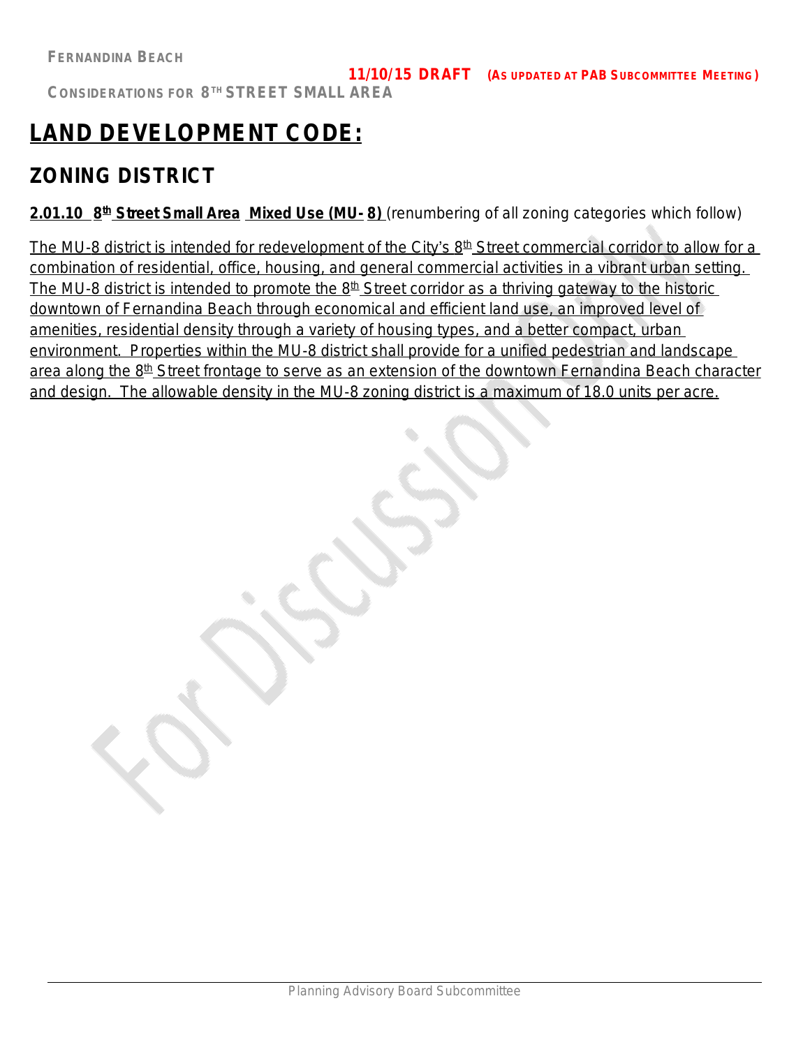# LAND DEVELOPMENT CODE:

## ZONING DISTRICT

**2.01.10 8th Street Small Area Mixed Use (MU-8)** (renumbering of all zoning categories which follow)

The MU-8 district is intended for redevelopment of the City's 8th Street commercial corridor to allow for a combination of residential, office, housing, and general commercial activities in a vibrant urban setting. The MU-8 district is intended to promote the 8th Street corridor as a thriving gateway to the historic downtown of Fernandina Beach through economical and efficient land use, an improved level of amenities, residential density through a variety of housing types, and a better compact, urban environment. Properties within the MU-8 district shall provide for a unified pedestrian and landscape area along the 8th Street frontage to serve as an extension of the downtown Fernandina Beach character and design. The allowable density in the MU-8 zoning district is a maximum of 18.0 units per acre.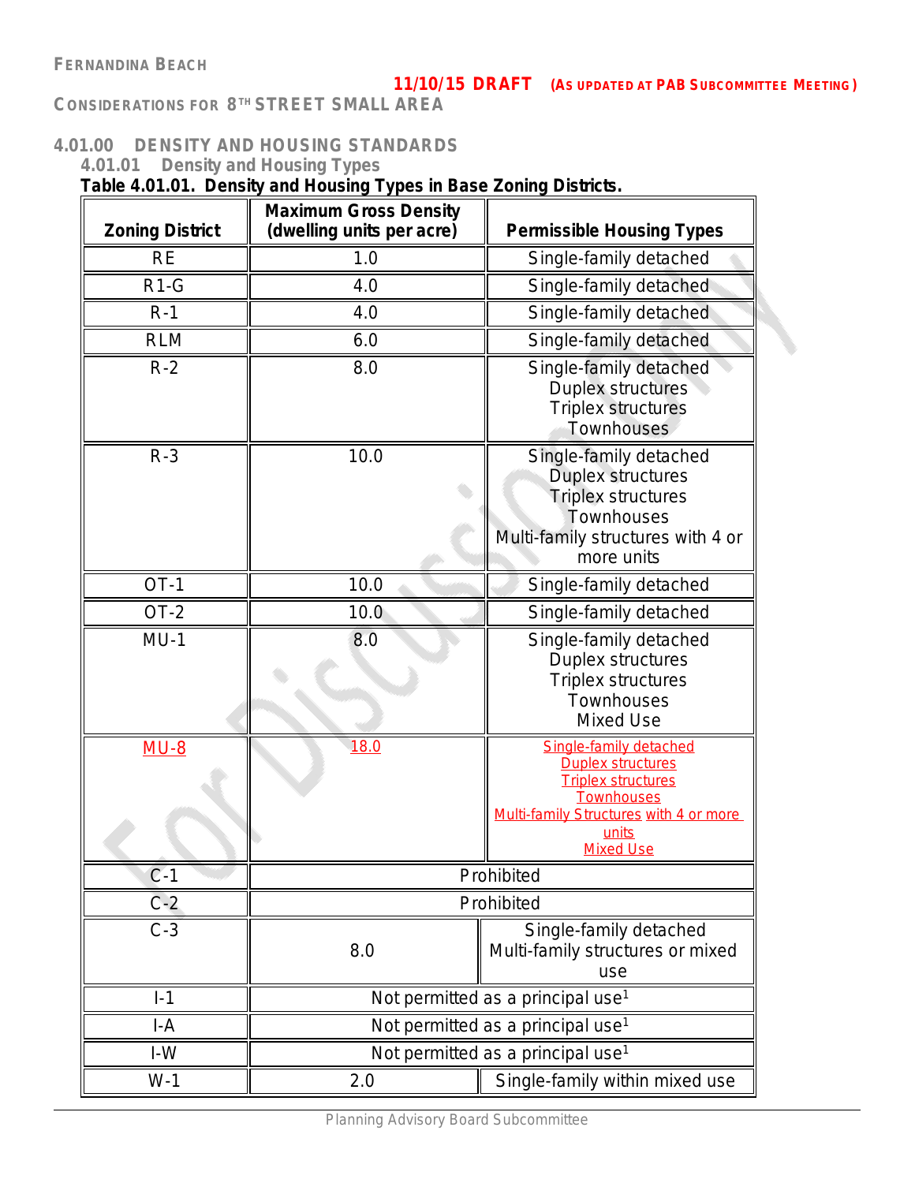## 4.01.00 DENSITY AND HOUSING STANDARDS

### 4.01.01 Density and Housing Types

**Table 4.01.01. Density and Housing Types in Base Zoning Districts.**

| Zoning District | Maximum Gross Density (dwelling units per acre) | Permissible Housing Types |
|---|---|---|
| RE | 1.0 | Single-family detached |
| R1-G | 4.0 | Single-family detached |
| R-1 | 4.0 | Single-family detached |
| RLM | 6.0 | Single-family detached |
| R-2 | 8.0 | Single-family detached<br>Duplex structures<br>Triplex structures<br>Townhouses |
| R-3 | 10.0 | Single-family detached<br>Duplex structures<br>Triplex structures<br>Townhouses<br>Multi-family structures with 4 or more units |
| OT-1 | 10.0 | Single-family detached |
| OT-2 | 10.0 | Single-family detached |
| MU-1 | 8.0 | Single-family detached<br>Duplex structures<br>Triplex structures<br>Townhouses<br>Mixed Use |
| MU-8 | 18.0 | Single-family detached<br>Duplex structures<br>Triplex structures<br>Townhouses<br>Multi-family Structures with 4 or more units<br>Mixed Use |
| C-1 | Prohibited | |
| C-2 | Prohibited | |
| C-3 | 8.0 | Single-family detached<br>Multi-family structures or mixed use |
| I-1 | Not permitted as a principal use[1] | |
| I-A | Not permitted as a principal use[1] | |
| I-W | Not permitted as a principal use[1] | |
| W-1 | 2.0 | Single-family within mixed use |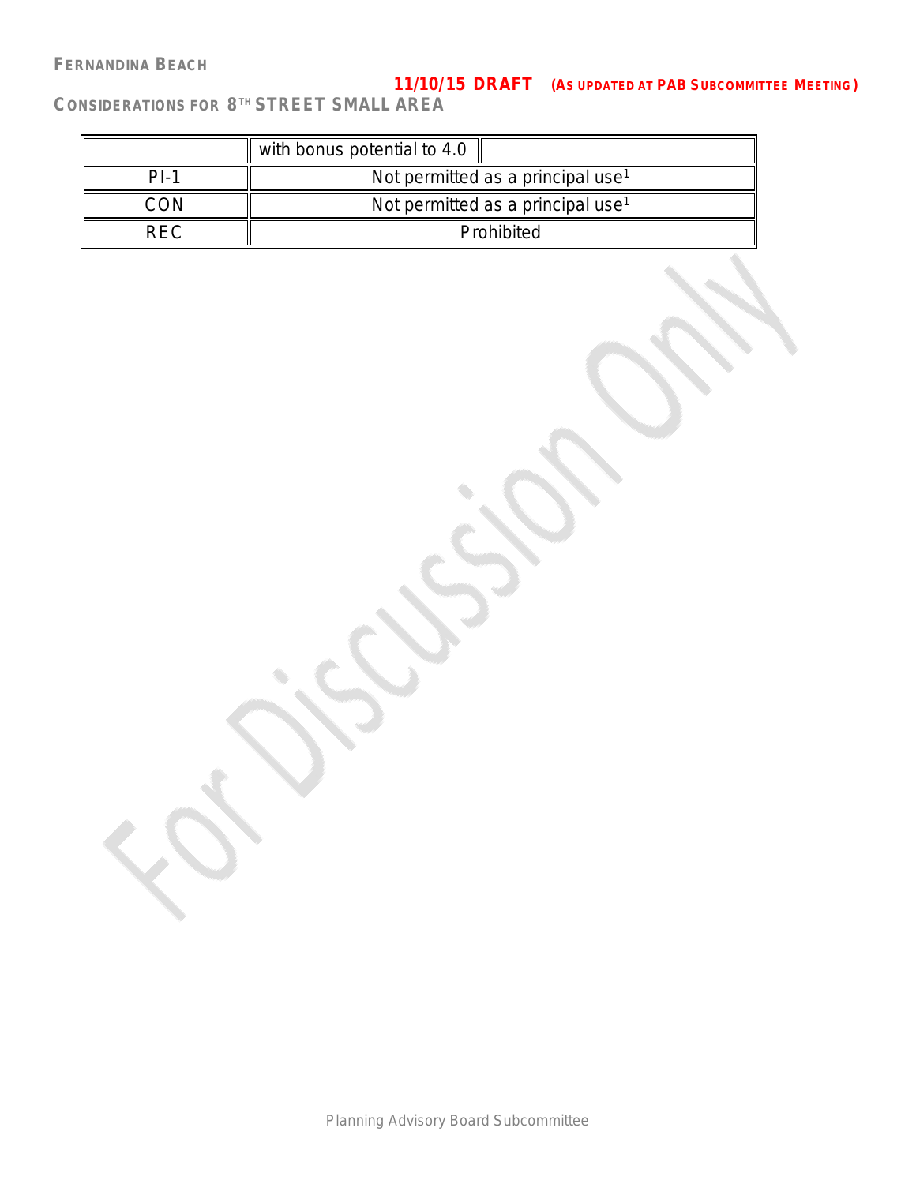| | with bonus potential to 4.0 | |
|---|---|---|
| PI-1 | Not permitted as a principal use[1] | |
| CON | Not permitted as a principal use[1] | |
| REC | Prohibited | |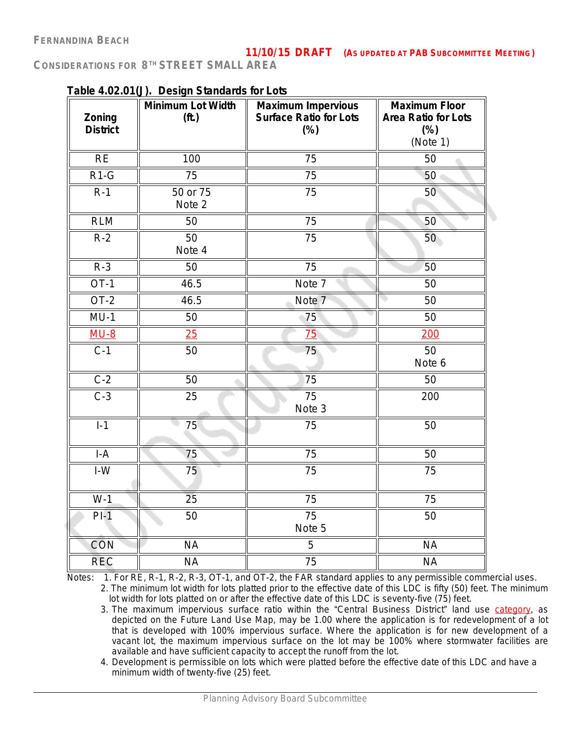### Table 4.02.01(J). Design Standards for Lots

| Zoning District | Minimum Lot Width (ft.) | Maximum Impervious Surface Ratio for Lots (%) | Maximum Floor Area Ratio for Lots (%) (Note 1) |
|---|---|---|---|
| RE | 100 | 75 | 50 |
| R1-G | 75 | 75 | 50 |
| R-1 | 50 or 75 Note 2 | 75 | 50 |
| RLM | 50 | 75 | 50 |
| R-2 | 50 Note 4 | 75 | 50 |
| R-3 | 50 | 75 | 50 |
| OT-1 | 46.5 | Note 7 | 50 |
| OT-2 | 46.5 | Note 7 | 50 |
| MU-1 | 50 | 75 | 50 |
| MU-8 | 25 | 75 | 200 |
| C-1 | 50 | 75 | 50 Note 6 |
| C-2 | 50 | 75 | 50 |
| C-3 | 25 | 75 Note 3 | 200 |
| I-1 | 75 | 75 | 50 |
| I-A | 75 | 75 | 50 |
| I-W | 75 | 75 | 75 |
| W-1 | 25 | 75 | 75 |
| PI-1 | 50 | 75 Note 5 | 50 |
| CON | NA | 5 | NA |
| REC | NA | 75 | NA |

Notes:

1. For RE, R-1, R-2, R-3, OT-1, and OT-2, the FAR standard applies to any permissible commercial uses.
2. The minimum lot width for lots platted prior to the effective date of this LDC is fifty (50) feet. The minimum lot width for lots platted on or after the effective date of this LDC is seventy-five (75) feet.
3. The maximum impervious surface ratio within the "Central Business District" land use category, as depicted on the Future Land Use Map, may be 1.00 where the application is for redevelopment of a lot that is developed with 100% impervious surface. Where the application is for new development of a vacant lot, the maximum impervious surface on the lot may be 100% where stormwater facilities are available and have sufficient capacity to accept the runoff from the lot.
4. Development is permissible on lots which were platted before the effective date of this LDC and have a minimum width of twenty-five (25) feet.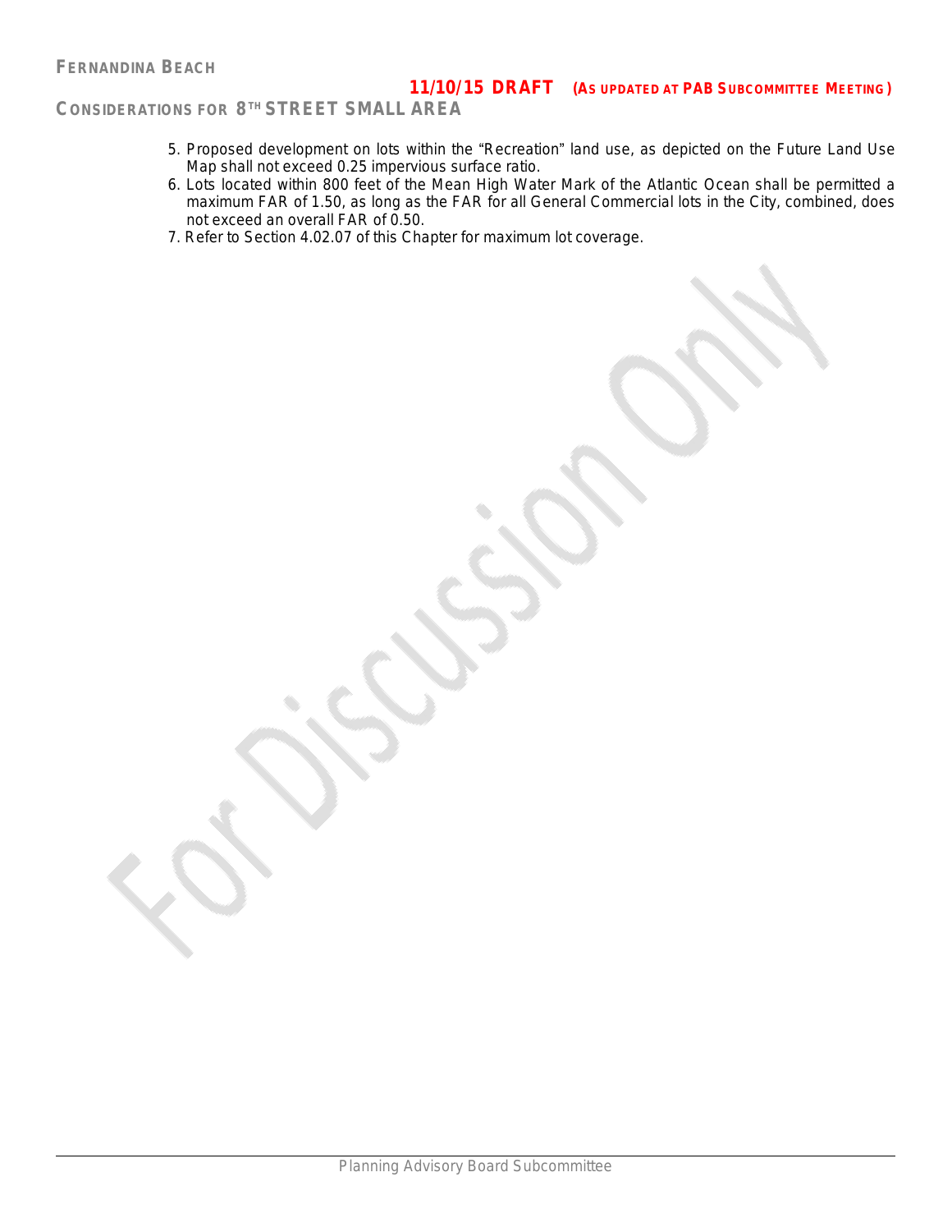5. Proposed development on lots within the "Recreation" land use, as depicted on the Future Land Use Map shall not exceed 0.25 impervious surface ratio.
6. Lots located within 800 feet of the Mean High Water Mark of the Atlantic Ocean shall be permitted a maximum FAR of 1.50, as long as the FAR for all General Commercial lots in the City, combined, does not exceed an overall FAR of 0.50.
7. Refer to Section 4.02.07 of this Chapter for maximum lot coverage.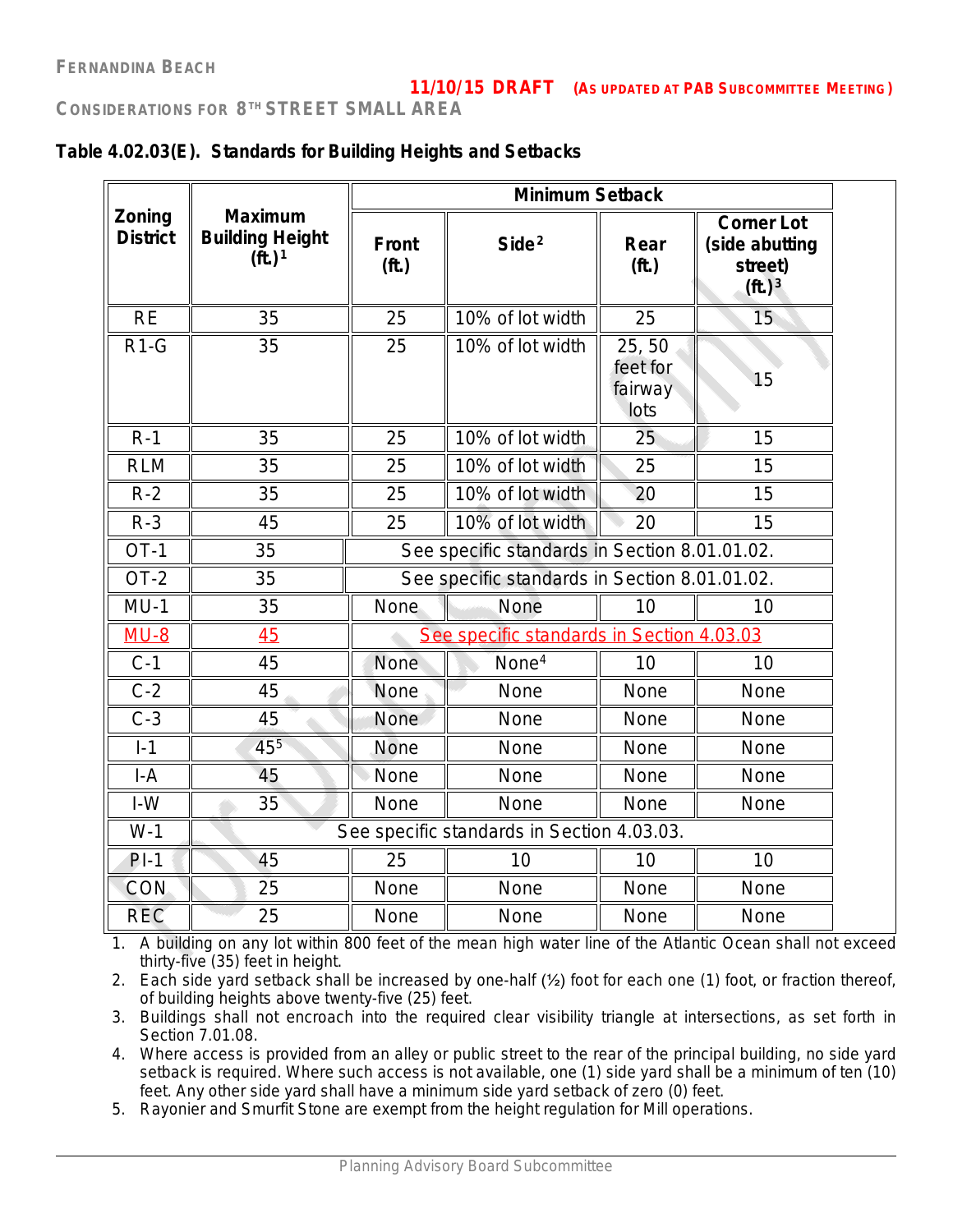## Table 4.02.03(E). Standards for Building Heights and Setbacks

| Zoning District | Maximum Building Height (ft.)[1] | Minimum Setback | | | |
|---|---|---|---|---|---|
| | | Front (ft.) | Side[2] | Rear (ft.) | Corner Lot (side abutting street) (ft.)[3] |
| RE | 35 | 25 | 10% of lot width | 25 | 15 |
| R1-G | 35 | 25 | 10% of lot width | 25, 50 feet for fairway lots | 15 |
| R-1 | 35 | 25 | 10% of lot width | 25 | 15 |
| RLM | 35 | 25 | 10% of lot width | 25 | 15 |
| R-2 | 35 | 25 | 10% of lot width | 20 | 15 |
| R-3 | 45 | 25 | 10% of lot width | 20 | 15 |
| OT-1 | 35 | See specific standards in Section 8.01.01.02. | | | |
| OT-2 | 35 | See specific standards in Section 8.01.01.02. | | | |
| MU-1 | 35 | None | None | 10 | 10 |
| MU-8 | 45 | See specific standards in Section 4.03.03 | | | |
| C-1 | 45 | None | None[4] | 10 | 10 |
| C-2 | 45 | None | None | None | None |
| C-3 | 45 | None | None | None | None |
| I-1 | 45[5] | None | None | None | None |
| I-A | 45 | None | None | None | None |
| I-W | 35 | None | None | None | None |
| W-1 | See specific standards in Section 4.03.03. | | | | |
| PI-1 | 45 | 25 | 10 | 10 | 10 |
| CON | 25 | None | None | None | None |
| REC | 25 | None | None | None | None |

1. A building on any lot within 800 feet of the mean high water line of the Atlantic Ocean shall not exceed thirty-five (35) feet in height.
2. Each side yard setback shall be increased by one-half (½) foot for each one (1) foot, or fraction thereof, of building heights above twenty-five (25) feet.
3. Buildings shall not encroach into the required clear visibility triangle at intersections, as set forth in Section 7.01.08.
4. Where access is provided from an alley or public street to the rear of the principal building, no side yard setback is required. Where such access is not available, one (1) side yard shall be a minimum of ten (10) feet. Any other side yard shall have a minimum side yard setback of zero (0) feet.
5. Rayonier and Smurfit Stone are exempt from the height regulation for Mill operations.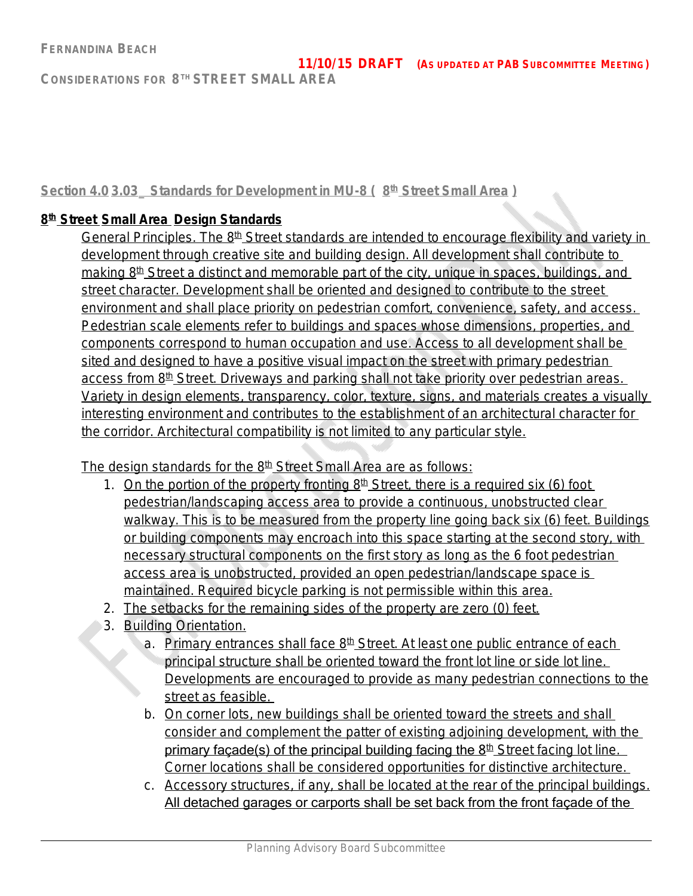Section 4.0 3.03  Standards for Development in MU-8 ( 8th Street Small Area )

## 8th Street Small Area Design Standards

General Principles. The 8th Street standards are intended to encourage flexibility and variety in development through creative site and building design. All development shall contribute to making 8th Street a distinct and memorable part of the city, unique in spaces, buildings, and street character. Development shall be oriented and designed to contribute to the street environment and shall place priority on pedestrian comfort, convenience, safety, and access. Pedestrian scale elements refer to buildings and spaces whose dimensions, properties, and components correspond to human occupation and use. Access to all development shall be sited and designed to have a positive visual impact on the street with primary pedestrian access from 8th Street. Driveways and parking shall not take priority over pedestrian areas. Variety in design elements, transparency, color, texture, signs, and materials creates a visually interesting environment and contributes to the establishment of an architectural character for the corridor. Architectural compatibility is not limited to any particular style.

The design standards for the 8th Street Small Area are as follows:

1. On the portion of the property fronting 8th Street, there is a required six (6) foot pedestrian/landscaping access area to provide a continuous, unobstructed clear walkway. This is to be measured from the property line going back six (6) feet. Buildings or building components may encroach into this space starting at the second story, with necessary structural components on the first story as long as the 6 foot pedestrian access area is unobstructed, provided an open pedestrian/landscape space is maintained. Required bicycle parking is not permissible within this area.
2. The setbacks for the remaining sides of the property are zero (0) feet.
3. Building Orientation.
   a. Primary entrances shall face 8th Street. At least one public entrance of each principal structure shall be oriented toward the front lot line or side lot line. Developments are encouraged to provide as many pedestrian connections to the street as feasible.
   b. On corner lots, new buildings shall be oriented toward the streets and shall consider and complement the patter of existing adjoining development, with the primary façade(s) of the principal building facing the 8th Street facing lot line. Corner locations shall be considered opportunities for distinctive architecture.
   c. Accessory structures, if any, shall be located at the rear of the principal buildings. All detached garages or carports shall be set back from the front façade of the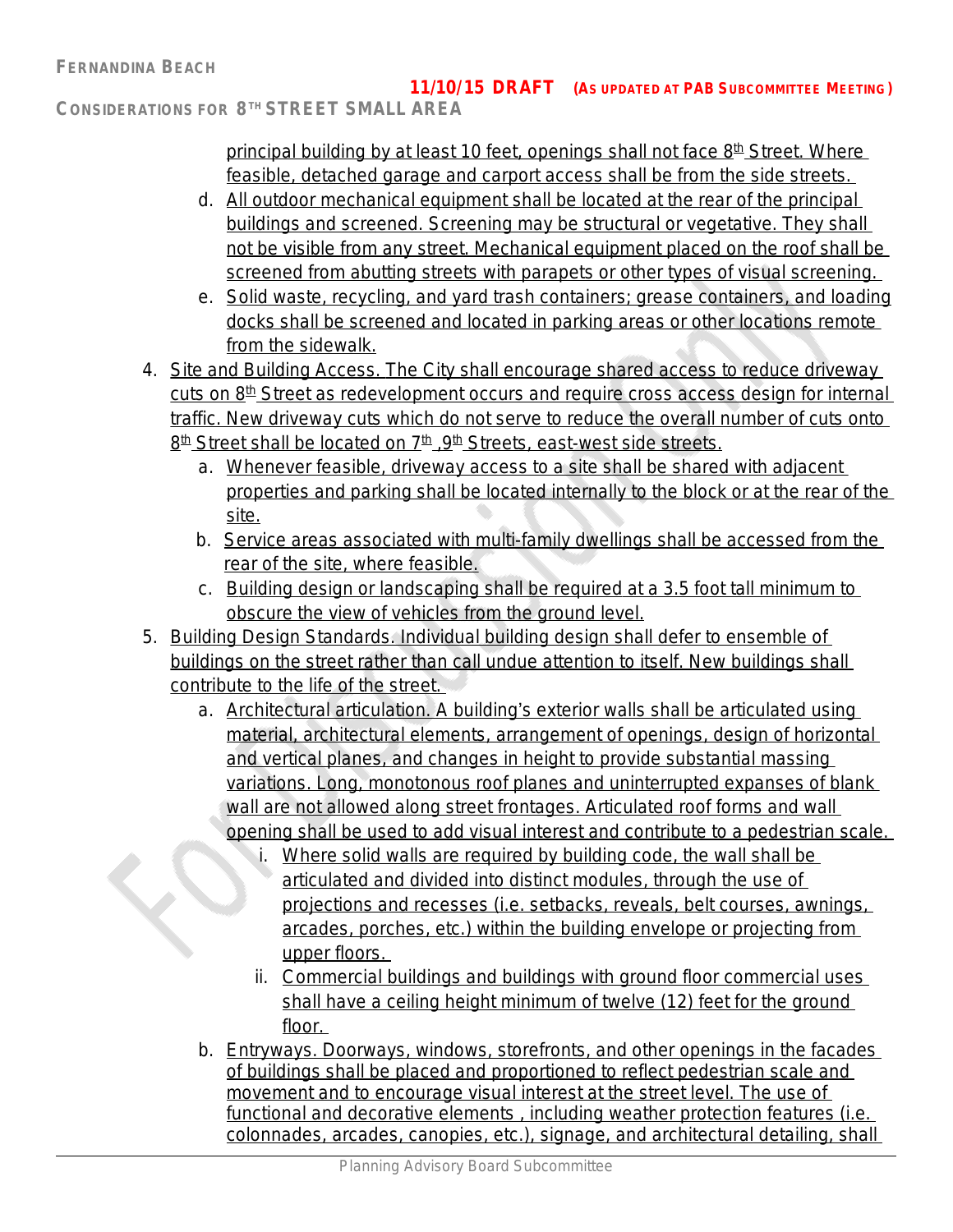principal building by at least 10 feet, openings shall not face 8th Street. Where feasible, detached garage and carport access shall be from the side streets.

   d. All outdoor mechanical equipment shall be located at the rear of the principal buildings and screened. Screening may be structural or vegetative. They shall not be visible from any street. Mechanical equipment placed on the roof shall be screened from abutting streets with parapets or other types of visual screening.
   e. Solid waste, recycling, and yard trash containers; grease containers, and loading docks shall be screened and located in parking areas or other locations remote from the sidewalk.

4. Site and Building Access. The City shall encourage shared access to reduce driveway cuts on 8th Street as redevelopment occurs and require cross access design for internal traffic. New driveway cuts which do not serve to reduce the overall number of cuts onto 8th Street shall be located on 7th ,9th Streets, east-west side streets.
   a. Whenever feasible, driveway access to a site shall be shared with adjacent properties and parking shall be located internally to the block or at the rear of the site.
   b. Service areas associated with multi-family dwellings shall be accessed from the rear of the site, where feasible.
   c. Building design or landscaping shall be required at a 3.5 foot tall minimum to obscure the view of vehicles from the ground level.
5. Building Design Standards. Individual building design shall defer to ensemble of buildings on the street rather than call undue attention to itself. New buildings shall contribute to the life of the street.
   a. Architectural articulation. A building's exterior walls shall be articulated using material, architectural elements, arrangement of openings, design of horizontal and vertical planes, and changes in height to provide substantial massing variations. Long, monotonous roof planes and uninterrupted expanses of blank wall are not allowed along street frontages. Articulated roof forms and wall opening shall be used to add visual interest and contribute to a pedestrian scale.
      i. Where solid walls are required by building code, the wall shall be articulated and divided into distinct modules, through the use of projections and recesses (i.e. setbacks, reveals, belt courses, awnings, arcades, porches, etc.) within the building envelope or projecting from upper floors.
      ii. Commercial buildings and buildings with ground floor commercial uses shall have a ceiling height minimum of twelve (12) feet for the ground floor.
   b. Entryways. Doorways, windows, storefronts, and other openings in the facades of buildings shall be placed and proportioned to reflect pedestrian scale and movement and to encourage visual interest at the street level. The use of functional and decorative elements , including weather protection features (i.e. colonnades, arcades, canopies, etc.), signage, and architectural detailing, shall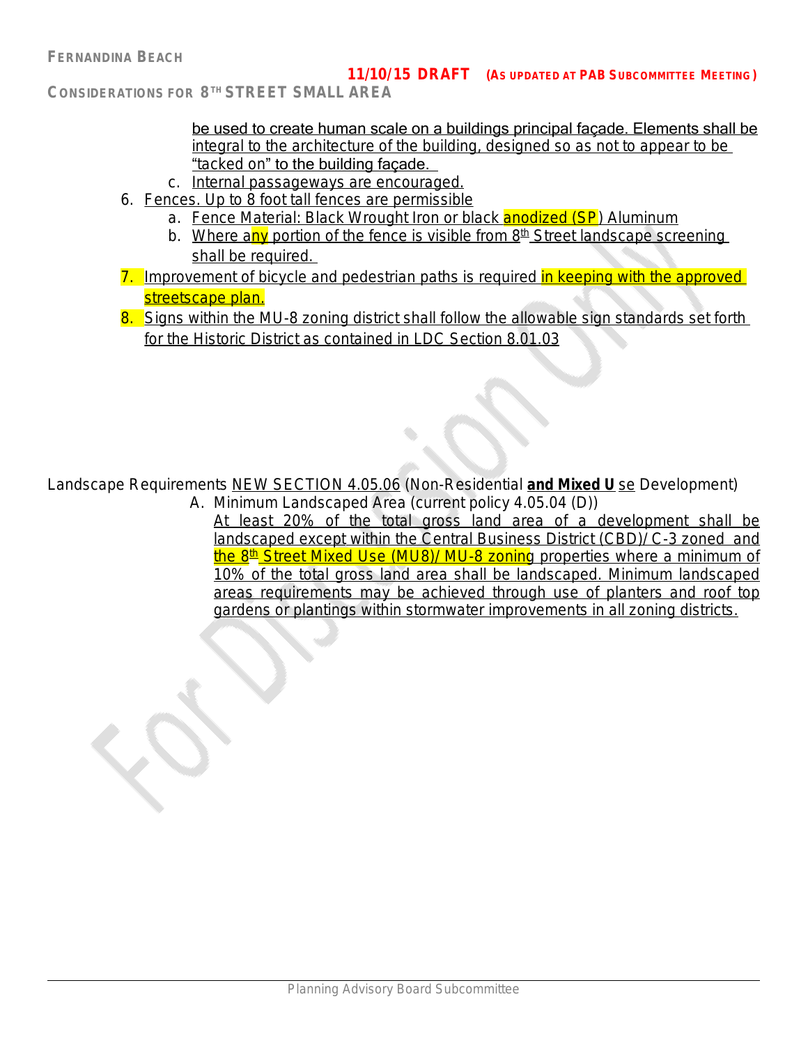be used to create human scale on a buildings principal façade. Elements shall be integral to the architecture of the building, designed so as not to appear to be "tacked on" to the building façade.

c. Internal passageways are encouraged.

6. Fences. Up to 8 foot tall fences are permissible
   a. Fence Material: Black Wrought Iron or black anodized (SP) Aluminum
   b. Where any portion of the fence is visible from 8th Street landscape screening shall be required.
7. Improvement of bicycle and pedestrian paths is required in keeping with the approved streetscape plan.
8. Signs within the MU-8 zoning district shall follow the allowable sign standards set forth for the Historic District as contained in LDC Section 8.01.03

Landscape Requirements NEW SECTION 4.05.06 (Non-Residential **and Mixed U**se Development)

A. Minimum Landscaped Area (current policy 4.05.04 (D))

At least 20% of the total gross land area of a development shall be landscaped except within the Central Business District (CBD)/ C-3 zoned and the 8th Street Mixed Use (MU8)/ MU-8 zoning properties where a minimum of 10% of the total gross land area shall be landscaped. Minimum landscaped areas requirements may be achieved through use of planters and roof top gardens or plantings within stormwater improvements in all zoning districts.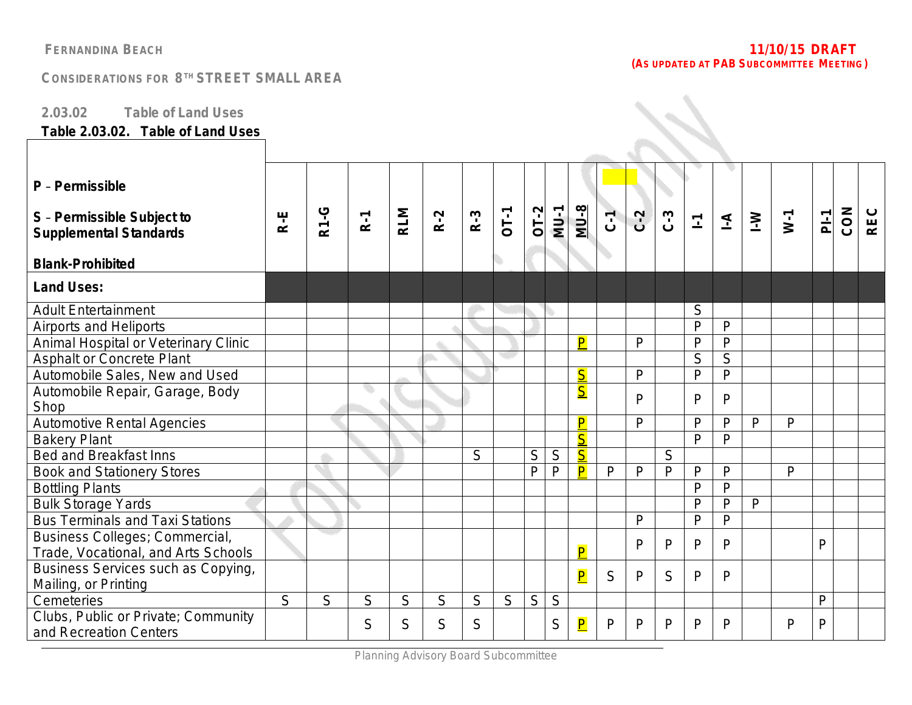FERNANDINA BEACH

11/10/15 DRAFT
(AS UPDATED AT PAB SUBCOMMITTEE MEETING)

CONSIDERATIONS FOR 8TH STREET SMALL AREA

2.03.02 Table of Land Uses

**Table 2.03.02. Table of Land Uses**

| **P** – **Permissible**<br><br>**S** – **Permissible Subject to Supplemental Standards**<br><br>**Blank-Prohibited** | **R-E** | **R1-G** | **R-1** | **RLM** | **R-2** | **R-3** | **OT-1** | **OT-2** | **MU-1** | **MU-8** | **C-1** | **C-2** | **C-3** | **I-1** | **I-A** | **I-W** | **W-1** | **PI-1** | **CON** | **REC** |
|---|---|---|---|---|---|---|---|---|---|---|---|---|---|---|---|---|---|---|---|---|
| **Land Uses:** | | | | | | | | | | | | | | | | | | | | |
| Adult Entertainment | | | | | | | | | | | | | | S | | | | | | |
| Airports and Heliports | | | | | | | | | | | | | | P | P | | | | | |
| Animal Hospital or Veterinary Clinic | | | | | | | | | | P | | P | | P | P | | | | | |
| Asphalt or Concrete Plant | | | | | | | | | | | | | | S | S | | | | | |
| Automobile Sales, New and Used | | | | | | | | | | S | | P | | P | P | | | | | |
| Automobile Repair, Garage, Body Shop | | | | | | | | | | S | | P | | P | P | | | | | |
| Automotive Rental Agencies | | | | | | | | | | P | | P | | P | P | P | P | | | |
| Bakery Plant | | | | | | | | | | S | | | | P | P | | | | | |
| Bed and Breakfast Inns | | | | | | S | | S | S | S | | | S | | | | | | | |
| Book and Stationery Stores | | | | | | | | P | P | P | P | P | P | P | P | | P | | | |
| Bottling Plants | | | | | | | | | | | | | | P | P | | | | | |
| Bulk Storage Yards | | | | | | | | | | | | | | P | P | P | | | | |
| Bus Terminals and Taxi Stations | | | | | | | | | | | | P | | P | P | | | | | |
| Business Colleges; Commercial, Trade, Vocational, and Arts Schools | | | | | | | | | | P | | P | P | P | P | | | P | | |
| Business Services such as Copying, Mailing, or Printing | | | | | | | | | | P | S | P | S | P | P | | | | | |
| Cemeteries | S | S | S | S | S | S | S | S | S | | | | | | | | | P | | |
| Clubs, Public or Private; Community and Recreation Centers | | | S | S | S | S | | | S | P | P | P | P | P | P | | P | P | | |

Planning Advisory Board Subcommittee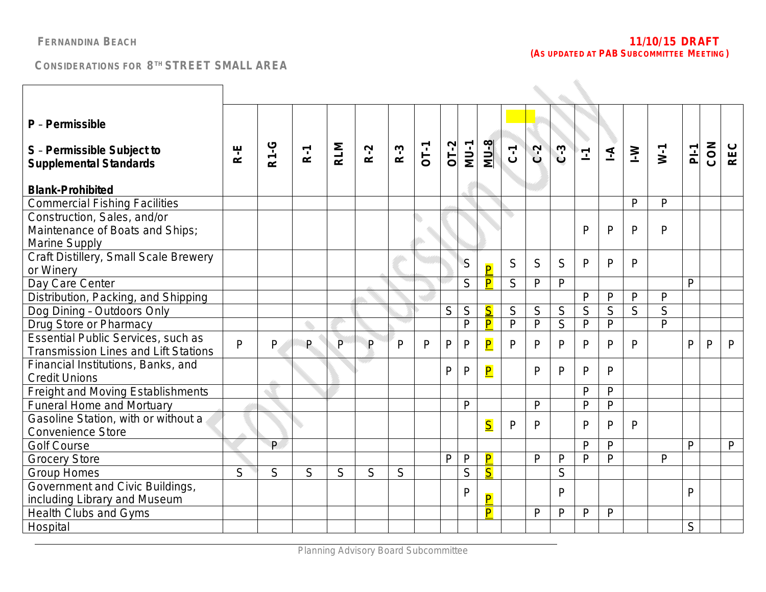**FERNANDINA BEACH**

**CONSIDERATIONS FOR 8TH STREET SMALL AREA**

**11/10/15 DRAFT**
**(AS UPDATED AT PAB SUBCOMMITTEE MEETING)**

| P – Permissible<br><br>S – Permissible Subject to Supplemental Standards<br><br>Blank-Prohibited | R-E | R1-G | R-1 | RLM | R-2 | R-3 | OT-1 | OT-2 | MU-1 | MU-8 | C-1 | C-2 | C-3 | I-1 | I-A | I-W | W-1 | PI-1 | CON | REC |
|---|---|---|---|---|---|---|---|---|---|---|---|---|---|---|---|---|---|---|---|---|
| Commercial Fishing Facilities | | | | | | | | | | | | | | | | P | P | | | |
| Construction, Sales, and/or Maintenance of Boats and Ships; Marine Supply | | | | | | | | | | | | | | P | P | P | P | | | |
| Craft Distillery, Small Scale Brewery or Winery | | | | | | | | | S | P | S | S | S | P | P | P | | | | |
| Day Care Center | | | | | | | | | S | P | S | P | P | | | | | P | | |
| Distribution, Packing, and Shipping | | | | | | | | | | | | | | P | P | P | P | | | |
| Dog Dining – Outdoors Only | | | | | | | | S | S | S | S | S | S | S | S | S | S | | | |
| Drug Store or Pharmacy | | | | | | | | | P | P | P | P | S | P | P | | P | | | |
| Essential Public Services, such as Transmission Lines and Lift Stations | P | P | P | P | P | P | P | P | P | P | P | P | P | P | P | P | | P | P | P |
| Financial Institutions, Banks, and Credit Unions | | | | | | | | P | P | P | | P | P | P | P | | | | | |
| Freight and Moving Establishments | | | | | | | | | | | | | | P | P | | | | | |
| Funeral Home and Mortuary | | | | | | | | | P | | | P | | P | P | | | | | |
| Gasoline Station, with or without a Convenience Store | | | | | | | | | | S | P | P | | P | P | P | | | | |
| Golf Course | | P | | | | | | | | | | | | P | P | | | P | | P |
| Grocery Store | | | | | | | | P | P | P | | P | P | P | P | | P | | | |
| Group Homes | S | S | S | S | S | S | | | S | S | | | S | | | | | | | |
| Government and Civic Buildings, including Library and Museum | | | | | | | | | P | P | | | P | | | | | P | | |
| Health Clubs and Gyms | | | | | | | | | | P | | P | P | P | P | | | | | |
| Hospital | | | | | | | | | | | | | | | | | | S | | |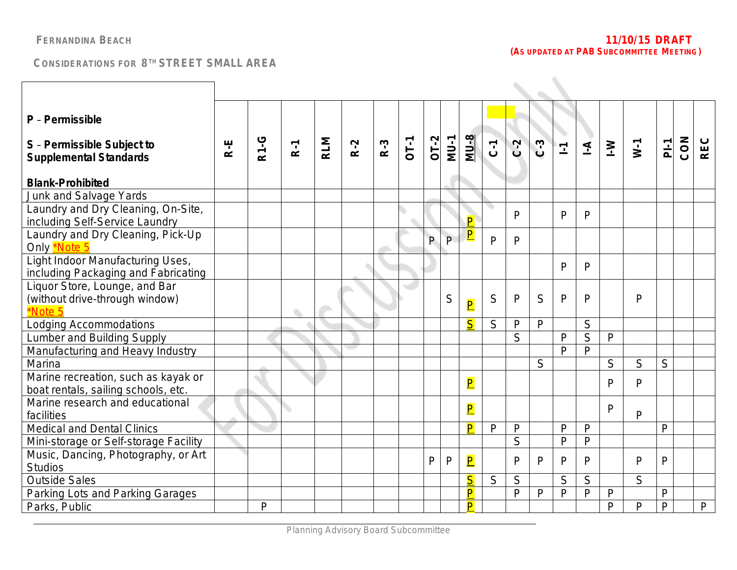**FERNANDINA BEACH**

**CONSIDERATIONS FOR 8TH STREET SMALL AREA**

**11/10/15 DRAFT**
**(AS UPDATED AT PAB SUBCOMMITTEE MEETING)**

| **P** – **Permissible**<br><br>**S** – **Permissible Subject to Supplemental Standards**<br><br>**Blank-Prohibited** | R-E | R1-G | R-1 | RLM | R-2 | R-3 | OT-1 | OT-2 | MU-1 | MU-8 | C-1 | C-2 | C-3 | I-1 | I-A | I-W | W-1 | PI-1 | CON | REC |
|---|---|---|---|---|---|---|---|---|---|---|---|---|---|---|---|---|---|---|---|---|
| Junk and Salvage Yards | | | | | | | | | | | | | | | | | | | | |
| Laundry and Dry Cleaning, On-Site, including Self-Service Laundry | | | | | | | | | | P | | P | | P | P | | | | | |
| Laundry and Dry Cleaning, Pick-Up Only *Note 5 | | | | | | | | P | P | P | P | P | | | | | | | | |
| Light Indoor Manufacturing Uses, including Packaging and Fabricating | | | | | | | | | | | | | | P | P | | | | | |
| Liquor Store, Lounge, and Bar (without drive-through window) *Note 5 | | | | | | | | | S | P | S | P | S | P | P | | P | | | |
| Lodging Accommodations | | | | | | | | | | S | S | P | P | | S | | | | | |
| Lumber and Building Supply | | | | | | | | | | | | S | | P | S | P | | | | |
| Manufacturing and Heavy Industry | | | | | | | | | | | | | | P | P | | | | | |
| Marina | | | | | | | | | | | | | S | | | S | S | S | | |
| Marine recreation, such as kayak or boat rentals, sailing schools, etc. | | | | | | | | | | P | | | | | | P | P | | | |
| Marine research and educational facilities | | | | | | | | | | P | | | | | | P | P | | | |
| Medical and Dental Clinics | | | | | | | | | | P | P | P | | P | P | | | P | | |
| Mini-storage or Self-storage Facility | | | | | | | | | | | | S | | P | P | | | | | |
| Music, Dancing, Photography, or Art Studios | | | | | | | | P | P | P | | P | P | P | P | | P | P | | |
| Outside Sales | | | | | | | | | | S | S | S | | S | S | | S | | | |
| Parking Lots and Parking Garages | | | | | | | | | | P | | P | P | P | P | P | | P | | |
| Parks, Public | | P | | | | | | | | P | | | | | | P | P | P | | P |

Planning Advisory Board Subcommittee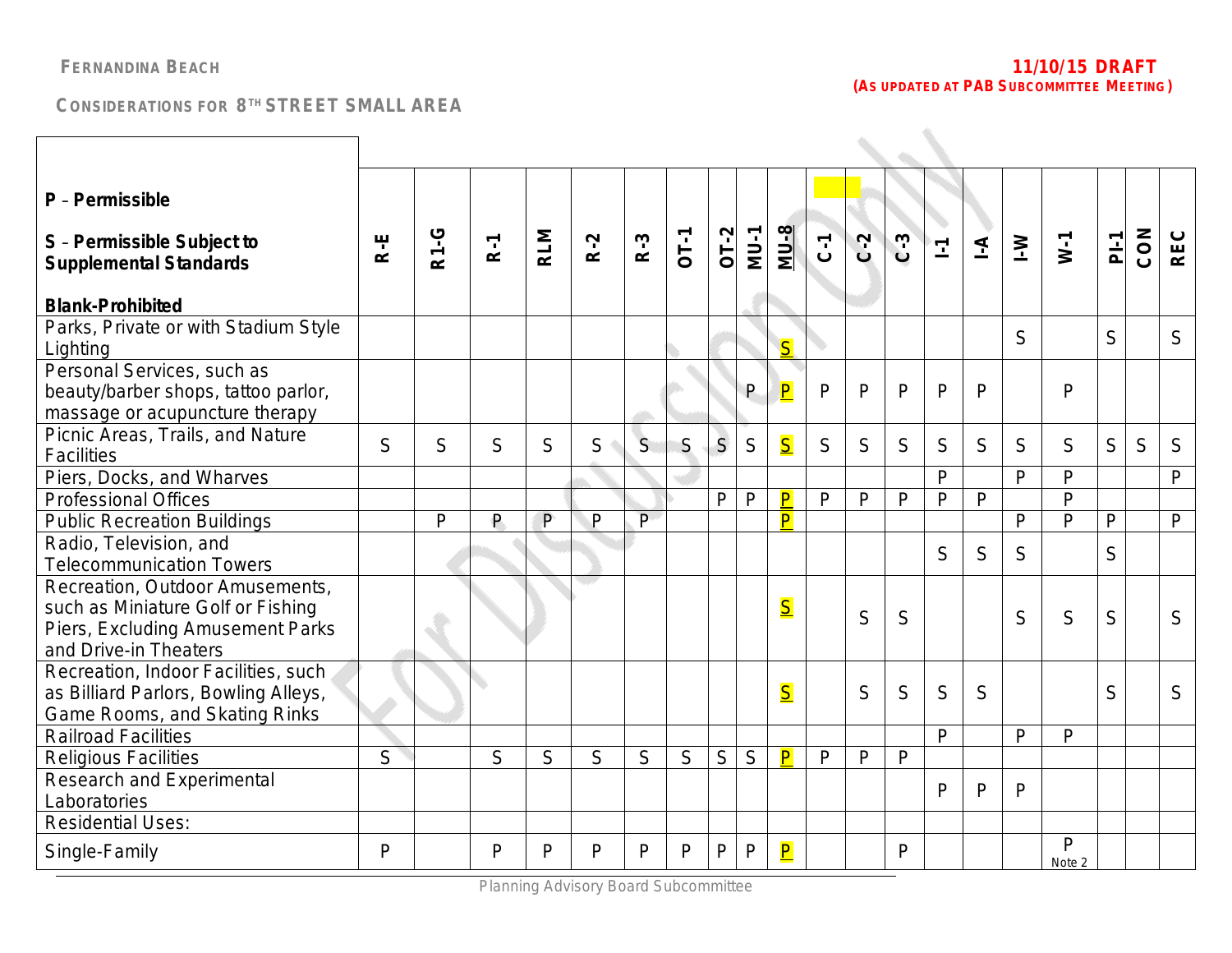**P** – **Permissible**

**S** – **Permissible Subject to Supplemental Standards**

**Blank-Prohibited**

| | R-E | R1-G | R-1 | RLM | R-2 | R-3 | OT-1 | OT-2 | MU-1 | MU-8 | C-1 | C-2 | C-3 | I-1 | I-A | I-W | W-1 | PI-1 | CON | REC |
|---|---|---|---|---|---|---|---|---|---|---|---|---|---|---|---|---|---|---|---|---|
| Parks, Private or with Stadium Style Lighting | | | | | | | | | | S | | | | | | S | | S | | S |
| Personal Services, such as beauty/barber shops, tattoo parlor, massage or acupuncture therapy | | | | | | | | | P | P | P | P | P | P | P | | P | | | |
| Picnic Areas, Trails, and Nature Facilities | S | S | S | S | S | S | S | S | S | S | S | S | S | S | S | S | S | S | S | S |
| Piers, Docks, and Wharves | | | | | | | | | | | | | | P | | P | P | | | P |
| Professional Offices | | | | | | | | P | P | P | P | P | P | P | P | | P | | | |
| Public Recreation Buildings | | P | P | P | P | P | | | | P | | | | | | P | P | P | | P |
| Radio, Television, and Telecommunication Towers | | | | | | | | | | | | | | S | S | S | | S | | |
| Recreation, Outdoor Amusements, such as Miniature Golf or Fishing Piers, Excluding Amusement Parks and Drive-in Theaters | | | | | | | | | | S | | S | S | | | S | S | S | | S |
| Recreation, Indoor Facilities, such as Billiard Parlors, Bowling Alleys, Game Rooms, and Skating Rinks | | | | | | | | | | S | | S | S | S | S | | | S | | S |
| Railroad Facilities | | | | | | | | | | | | | | P | | P | P | | | |
| Religious Facilities | S | | S | S | S | S | S | S | S | P | P | P | P | | | | | | | |
| Research and Experimental Laboratories | | | | | | | | | | | | | | P | P | P | | | | |
| Residential Uses: | | | | | | | | | | | | | | | | | | | | |
| Single-Family | P | | P | P | P | P | P | P | P | P | | | P | | | | P Note 2 | | | |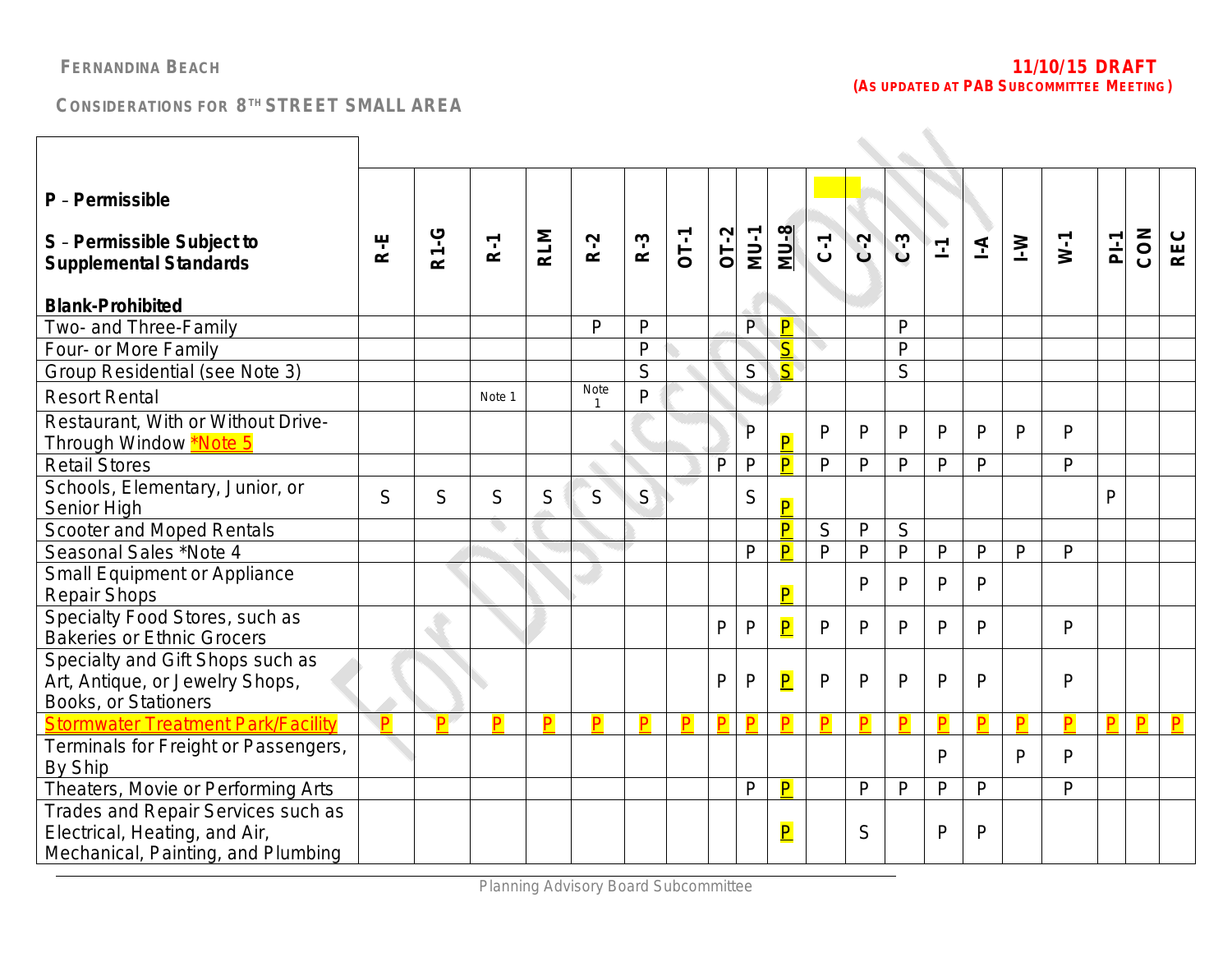FERNANDINA BEACH

CONSIDERATIONS FOR 8TH STREET SMALL AREA

11/10/15 DRAFT
(AS UPDATED AT PAB SUBCOMMITTEE MEETING)

| P – Permissible<br><br>S – Permissible Subject to Supplemental Standards<br><br>Blank-Prohibited | R-E | R1-G | R-1 | RLM | R-2 | R-3 | OT-1 | OT-2 | MU-1 | MU-8 | C-1 | C-2 | C-3 | I-1 | I-A | I-W | W-1 | PI-1 | CON | REC |
|---|---|---|---|---|---|---|---|---|---|---|---|---|---|---|---|---|---|---|---|---|
| Two- and Three-Family | | | | | P | P | | | P | P | | | P | | | | | | | |
| Four- or More Family | | | | | | P | | | | S | | | P | | | | | | | |
| Group Residential (see Note 3) | | | | | | S | | | S | S | | | S | | | | | | | |
| Resort Rental | | | Note 1 | | Note 1 | P | | | | | | | | | | | | | | |
| Restaurant, With or Without Drive-Through Window *Note 5 | | | | | | | | | P | P | P | P | P | P | P | P | P | | | |
| Retail Stores | | | | | | | | P | P | P | P | P | P | P | P | | P | | | |
| Schools, Elementary, Junior, or Senior High | S | S | S | S | S | S | | | S | P | | | | | | | | P | | |
| Scooter and Moped Rentals | | | | | | | | | | P | S | P | S | | | | | | | |
| Seasonal Sales *Note 4 | | | | | | | | | P | P | P | P | P | P | P | P | P | | | |
| Small Equipment or Appliance Repair Shops | | | | | | | | | | P | | P | P | P | P | | | | | |
| Specialty Food Stores, such as Bakeries or Ethnic Grocers | | | | | | | | P | P | P | P | P | P | P | P | | P | | | |
| Specialty and Gift Shops such as Art, Antique, or Jewelry Shops, Books, or Stationers | | | | | | | | P | P | P | P | P | P | P | P | | P | | | |
| Stormwater Treatment Park/Facility | P | P | P | P | P | P | P | P | P | P | P | P | P | P | P | P | P | P | P | P |
| Terminals for Freight or Passengers, By Ship | | | | | | | | | | | | | | P | | P | P | | | |
| Theaters, Movie or Performing Arts | | | | | | | | | P | P | | P | P | P | P | | P | | | |
| Trades and Repair Services such as Electrical, Heating, and Air, Mechanical, Painting, and Plumbing | | | | | | | | | | P | | S | | P | P | | | | | |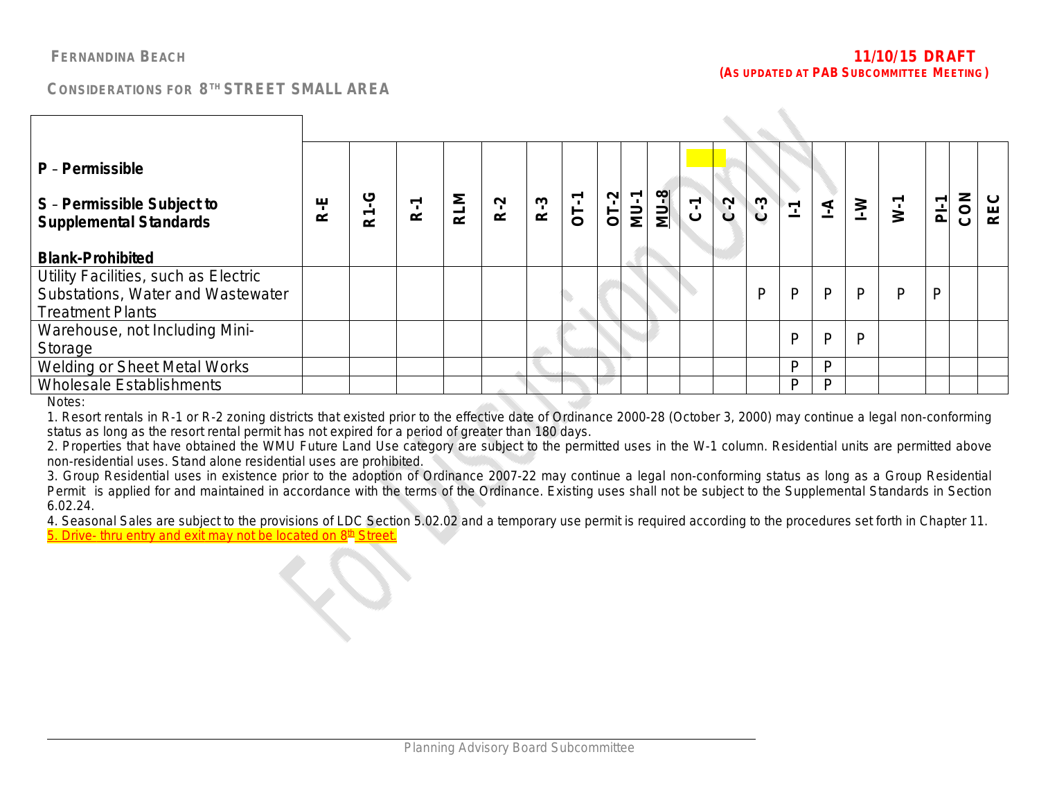FERNANDINA BEACH

CONSIDERATIONS FOR 8TH STREET SMALL AREA

11/10/15 DRAFT
(AS UPDATED AT PAB SUBCOMMITTEE MEETING)

| P – Permissible<br>S – Permissible Subject to Supplemental Standards<br>Blank-Prohibited | R-E | R1-G | R-1 | RLM | R-2 | R-3 | OT-1 | OT-2 | MU-1 | MU-8 | C-1 | C-2 | C-3 | I-1 | I-A | I-W | W-1 | PI-1 | CON | REC |
|---|---|---|---|---|---|---|---|---|---|---|---|---|---|---|---|---|---|---|---|---|
| Utility Facilities, such as Electric Substations, Water and Wastewater Treatment Plants | | | | | | | | | | | | | P | P | P | P | P | P | | |
| Warehouse, not Including Mini-Storage | | | | | | | | | | | | | | P | P | P | | | | |
| Welding or Sheet Metal Works | | | | | | | | | | | | | | P | P | | | | | |
| Wholesale Establishments | | | | | | | | | | | | | | P | P | | | | | |

Notes:

1. Resort rentals in R-1 or R-2 zoning districts that existed prior to the effective date of Ordinance 2000-28 (October 3, 2000) may continue a legal non-conforming status as long as the resort rental permit has not expired for a period of greater than 180 days.
2. Properties that have obtained the WMU Future Land Use category are subject to the permitted uses in the W-1 column. Residential units are permitted above non-residential uses. Stand alone residential uses are prohibited.
3. Group Residential uses in existence prior to the adoption of Ordinance 2007-22 may continue a legal non-conforming status as long as a Group Residential Permit is applied for and maintained in accordance with the terms of the Ordinance. Existing uses shall not be subject to the Supplemental Standards in Section 6.02.24.
4. Seasonal Sales are subject to the provisions of LDC Section 5.02.02 and a temporary use permit is required according to the procedures set forth in Chapter 11.
5. Drive- thru entry and exit may not be located on 8th Street.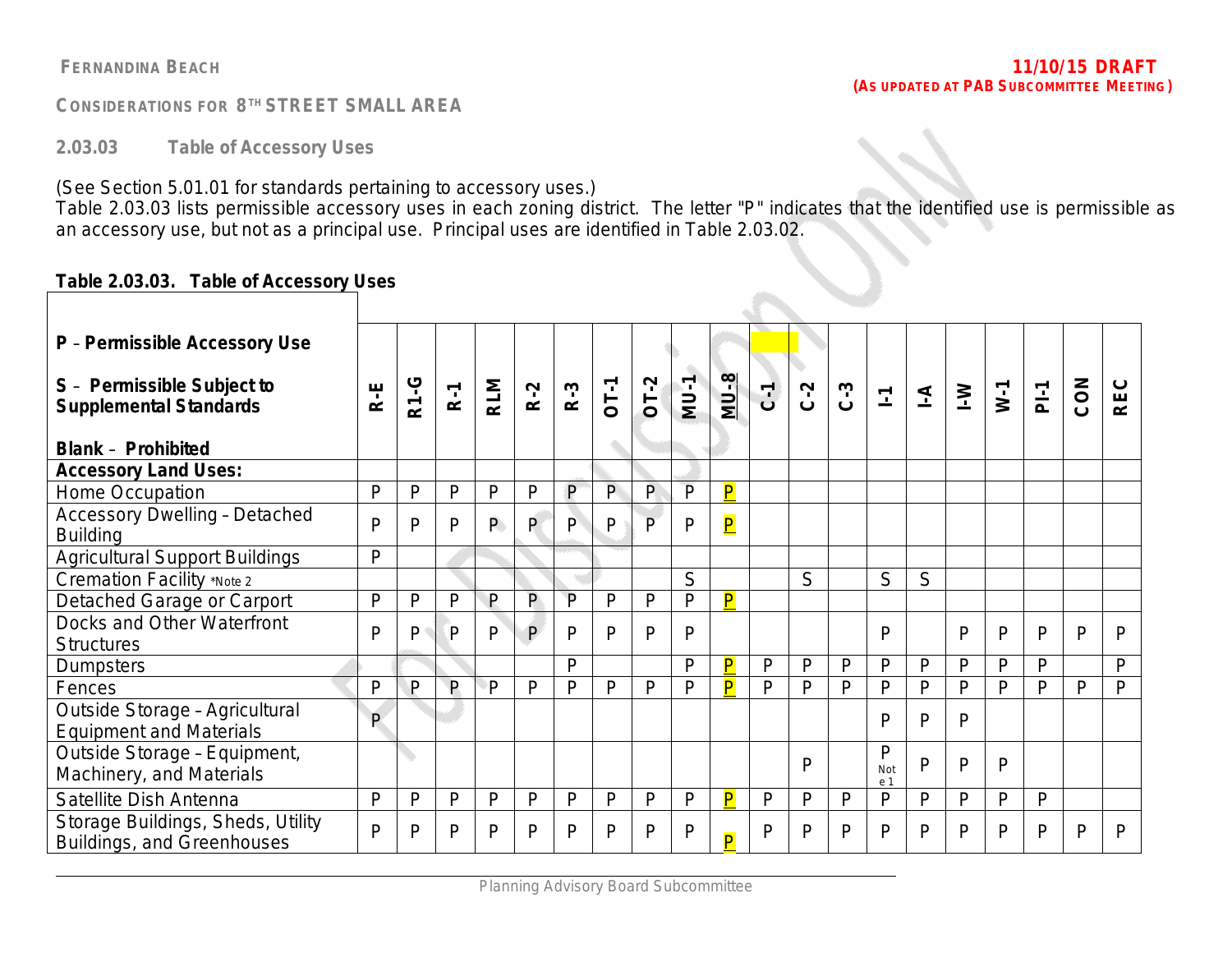**Fernandina Beach**

**11/10/15 DRAFT**
**(As updated at PAB Subcommittee Meeting)**

**Considerations for 8th Street Small Area**

### 2.03.03 Table of Accessory Uses

(See Section 5.01.01 for standards pertaining to accessory uses.)
Table 2.03.03 lists permissible accessory uses in each zoning district. The letter "P" indicates that the identified use is permissible as an accessory use, but not as a principal use. Principal uses are identified in Table 2.03.02.

**Table 2.03.03. Table of Accessory Uses**

| **P** – **Permissible Accessory Use**<br>**S** – **Permissible Subject to Supplemental Standards**<br>**Blank** – **Prohibited** | R-E | R1-G | R-1 | RLM | R-2 | R-3 | OT-1 | OT-2 | MU-1 | MU-8 | C-1 | C-2 | C-3 | I-1 | I-A | I-W | W-1 | PI-1 | CON | REC |
|---|---|---|---|---|---|---|---|---|---|---|---|---|---|---|---|---|---|---|---|---|
| **Accessory Land Uses:** | | | | | | | | | | | | | | | | | | | | |
| Home Occupation | P | P | P | P | P | P | P | P | P | P | | | | | | | | | | |
| Accessory Dwelling – Detached Building | P | P | P | P | P | P | P | P | P | P | | | | | | | | | | |
| Agricultural Support Buildings | P | | | | | | | | | | | | | | | | | | | |
| Cremation Facility *Note 2 | | | | | | | | | S | | | S | | S | S | | | | | |
| Detached Garage or Carport | P | P | P | P | P | P | P | P | P | P | | | | | | | | | | |
| Docks and Other Waterfront Structures | P | P | P | P | P | P | P | P | P | | | | | P | | P | P | P | P | P |
| Dumpsters | | | | | | P | | | P | P | P | P | P | P | P | P | P | P | | P |
| Fences | P | P | P | P | P | P | P | P | P | P | P | P | P | P | P | P | P | P | P | P |
| Outside Storage – Agricultural Equipment and Materials | P | | | | | | | | | | | | | P | P | P | | | | |
| Outside Storage – Equipment, Machinery, and Materials | | | | | | | | | | | | P | | P Note 1 | P | P | P | | | |
| Satellite Dish Antenna | P | P | P | P | P | P | P | P | P | P | P | P | P | P | P | P | P | P | | |
| Storage Buildings, Sheds, Utility Buildings, and Greenhouses | P | P | P | P | P | P | P | P | P | P | P | P | P | P | P | P | P | P | P | P |

Planning Advisory Board Subcommittee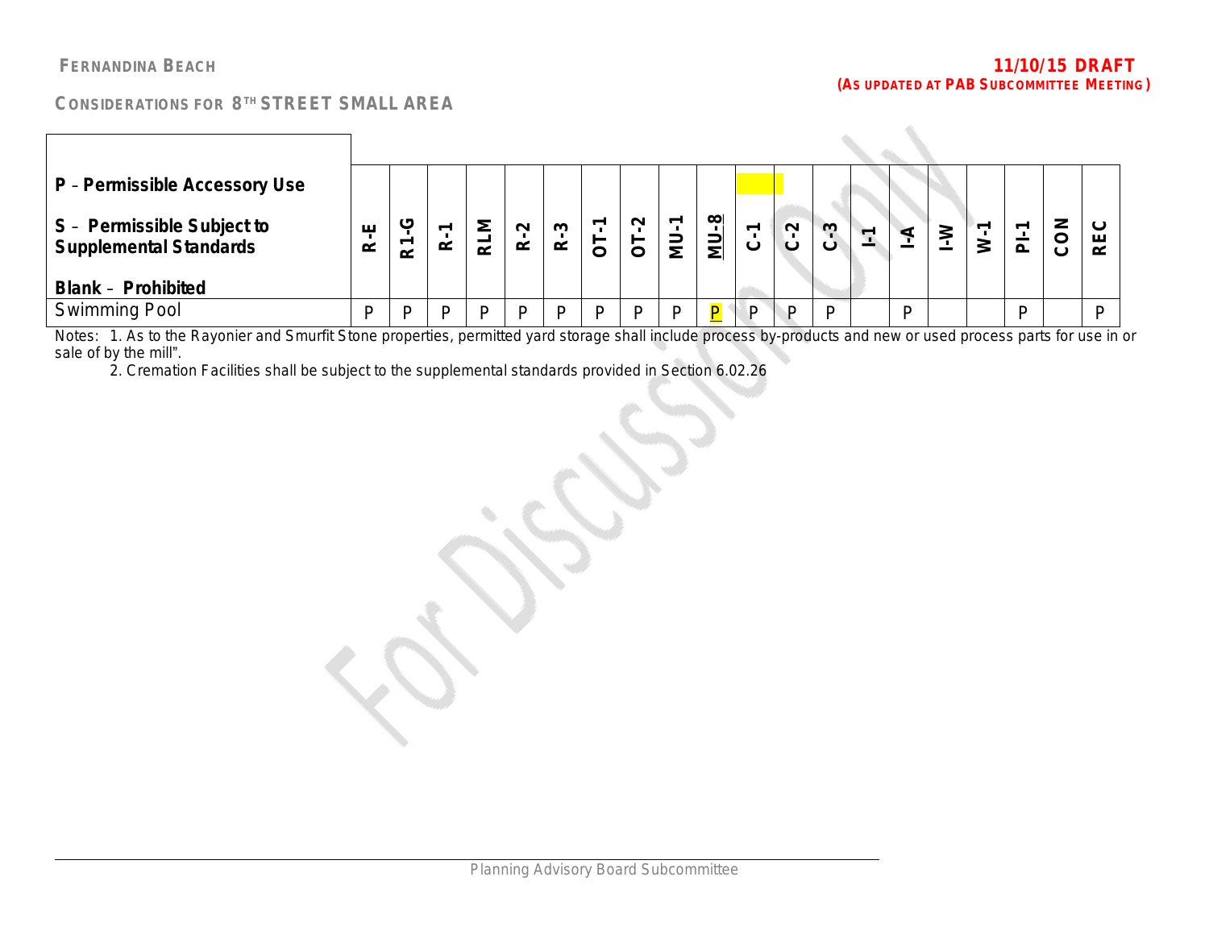| P – Permissible Accessory Use<br><br>S – Permissible Subject to Supplemental Standards<br><br>Blank – Prohibited | R-E | R1-G | R-1 | RLM | R-2 | R-3 | OT-1 | OT-2 | MU-1 | MU-8 | C-1 | C-2 | C-3 | I-1 | I-A | I-W | W-1 | PI-1 | CON | REC |
|---|---|---|---|---|---|---|---|---|---|---|---|---|---|---|---|---|---|---|---|---|
| Swimming Pool | P | P | P | P | P | P | P | P | P | P | P | P | P | | P | | | P | | P |

Notes: 1. As to the Rayonier and Smurfit Stone properties, permitted yard storage shall include process by-products and new or used process parts for use in or sale of by the mill".

2. Cremation Facilities shall be subject to the supplemental standards provided in Section 6.02.26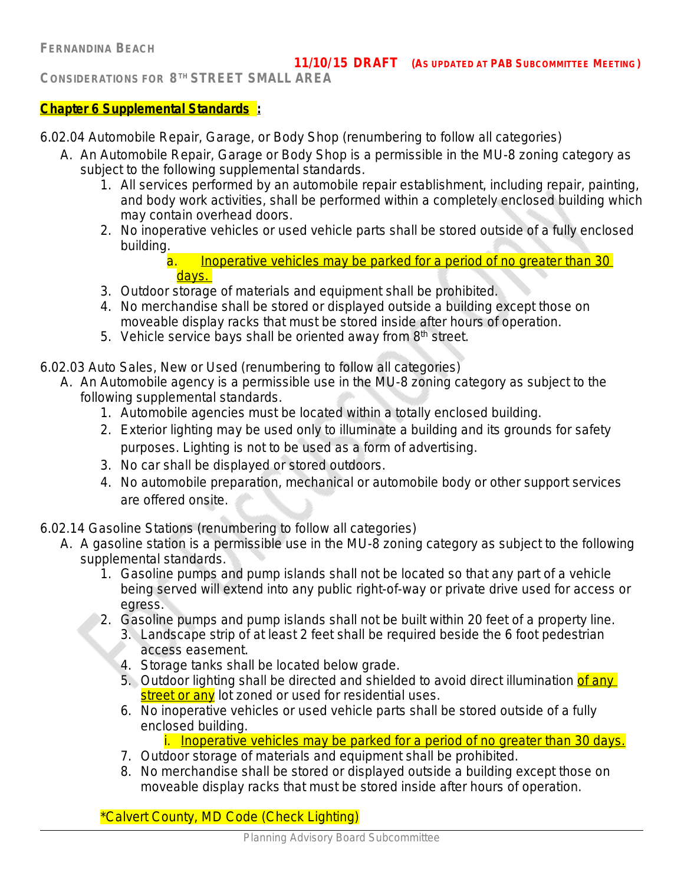**Chapter 6 Supplemental Standards :**

6.02.04 Automobile Repair, Garage, or Body Shop (renumbering to follow all categories)

A. An Automobile Repair, Garage or Body Shop is a permissible in the MU-8 zoning category as subject to the following supplemental standards.
   1. All services performed by an automobile repair establishment, including repair, painting, and body work activities, shall be performed within a completely enclosed building which may contain overhead doors.
   2. No inoperative vehicles or used vehicle parts shall be stored outside of a fully enclosed building.
      a. Inoperative vehicles may be parked for a period of no greater than 30 days.
   3. Outdoor storage of materials and equipment shall be prohibited.
   4. No merchandise shall be stored or displayed outside a building except those on moveable display racks that must be stored inside after hours of operation.
   5. Vehicle service bays shall be oriented away from 8th street.

6.02.03 Auto Sales, New or Used (renumbering to follow all categories)

A. An Automobile agency is a permissible use in the MU-8 zoning category as subject to the following supplemental standards.
   1. Automobile agencies must be located within a totally enclosed building.
   2. Exterior lighting may be used only to illuminate a building and its grounds for safety purposes. Lighting is not to be used as a form of advertising.
   3. No car shall be displayed or stored outdoors.
   4. No automobile preparation, mechanical or automobile body or other support services are offered onsite.

6.02.14 Gasoline Stations (renumbering to follow all categories)

A. A gasoline station is a permissible use in the MU-8 zoning category as subject to the following supplemental standards.
   1. Gasoline pumps and pump islands shall not be located so that any part of a vehicle being served will extend into any public right-of-way or private drive used for access or egress.
   2. Gasoline pumps and pump islands shall not be built within 20 feet of a property line.
   3. Landscape strip of at least 2 feet shall be required beside the 6 foot pedestrian access easement.
   4. Storage tanks shall be located below grade.
   5. Outdoor lighting shall be directed and shielded to avoid direct illumination of any street or any lot zoned or used for residential uses.
   6. No inoperative vehicles or used vehicle parts shall be stored outside of a fully enclosed building.
      i. Inoperative vehicles may be parked for a period of no greater than 30 days.
   7. Outdoor storage of materials and equipment shall be prohibited.
   8. No merchandise shall be stored or displayed outside a building except those on moveable display racks that must be stored inside after hours of operation.

*Calvert County, MD Code (Check Lighting)